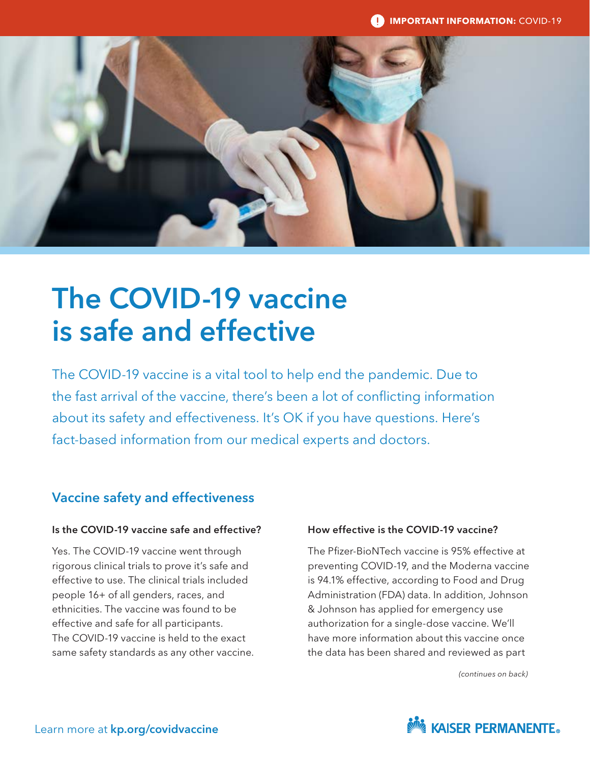**IMPORTANT INFORMATION:** COVID-19

# The COVID-19 vaccine is safe and effective

The COVID-19 vaccine is a vital tool to help end the pandemic. Due to the fast arrival of the vaccine, there's been a lot of conflicting information about its safety and effectiveness. It's OK if you have questions. Here's fact-based information from our medical experts and doctors.

## Vaccine safety and effectiveness

### Is the COVID-19 vaccine safe and effective?

Yes. The COVID-19 vaccine went through rigorous clinical trials to prove it's safe and effective to use. The clinical trials included people 16+ of all genders, races, and ethnicities. The vaccine was found to be effective and safe for all participants. The COVID-19 vaccine is held to the exact same safety standards as any other vaccine.

### How effective is the COVID-19 vaccine?

The Pfizer-BioNTech vaccine is 95% effective at preventing COVID-19, and the Moderna vaccine is 94.1% effective, according to Food and Drug Administration (FDA) data. In addition, Johnson & Johnson has applied for emergency use authorization for a single-dose vaccine. We'll have more information about this vaccine once the data has been shared and reviewed as part

*(continues on back)*

Learn more at **kp.org/covidvaccine**

KAISER PERMANENTE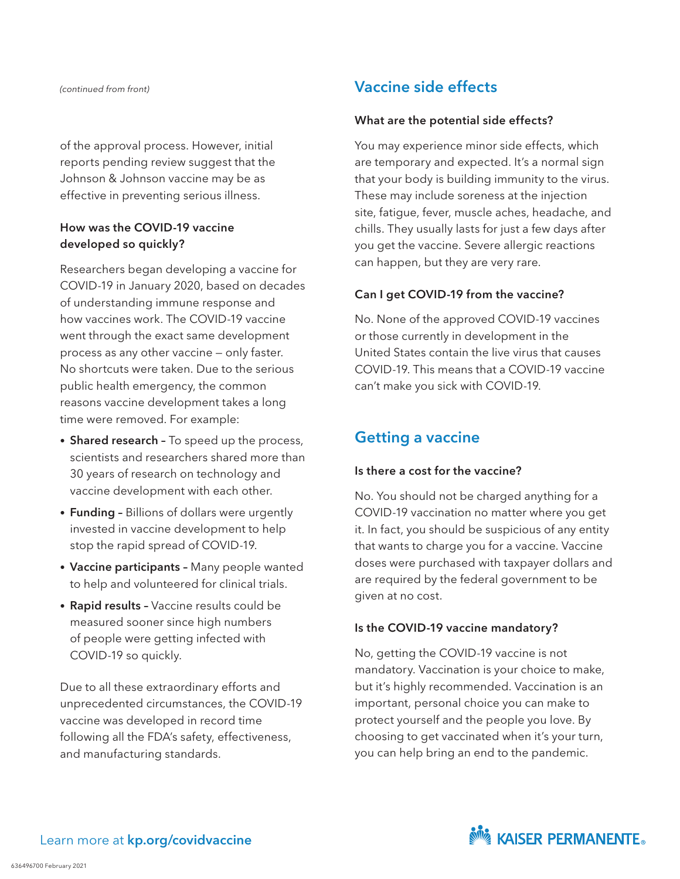*(continued from front)*

of the approval process. However, initial reports pending review suggest that the Johnson & Johnson vaccine may be as effective in preventing serious illness.

### How was the COVID-19 vaccine developed so quickly?

Researchers began developing a vaccine for COVID-19 in January 2020, based on decades of understanding immune response and how vaccines work. The COVID-19 vaccine went through the exact same development process as any other vaccine — only faster. No shortcuts were taken. Due to the serious public health emergency, the common reasons vaccine development takes a long time were removed. For example:

- **Shared research –** To speed up the process, scientists and researchers shared more than 30 years of research on technology and vaccine development with each other.
- **Funding –** Billions of dollars were urgently invested in vaccine development to help stop the rapid spread of COVID-19.
- **Vaccine participants –** Many people wanted to help and volunteered for clinical trials.
- **Rapid results –** Vaccine results could be measured sooner since high numbers of people were getting infected with COVID-19 so quickly.

Due to all these extraordinary efforts and unprecedented circumstances, the COVID-19 vaccine was developed in record time following all the FDA's safety, effectiveness, and manufacturing standards.

## Vaccine side effects

### What are the potential side effects?

You may experience minor side effects, which are temporary and expected. It's a normal sign that your body is building immunity to the virus. These may include soreness at the injection site, fatigue, fever, muscle aches, headache, and chills. They usually lasts for just a few days after you get the vaccine. Severe allergic reactions can happen, but they are very rare.

### Can I get COVID-19 from the vaccine?

No. None of the approved COVID-19 vaccines or those currently in development in the United States contain the live virus that causes COVID-19. This means that a COVID-19 vaccine can't make you sick with COVID-19.

## Getting a vaccine

### Is there a cost for the vaccine?

No. You should not be charged anything for a COVID-19 vaccination no matter where you get it. In fact, you should be suspicious of any entity that wants to charge you for a vaccine. Vaccine doses were purchased with taxpayer dollars and are required by the federal government to be given at no cost.

### Is the COVID-19 vaccine mandatory?

No, getting the COVID-19 vaccine is not mandatory. Vaccination is your choice to make, but it's highly recommended. Vaccination is an important, personal choice you can make to protect yourself and the people you love. By choosing to get vaccinated when it's your turn, you can help bring an end to the pandemic.

Learn more at **kp.org/covidvaccine**

KAISER PERMANENTE®

636496700 February 2021